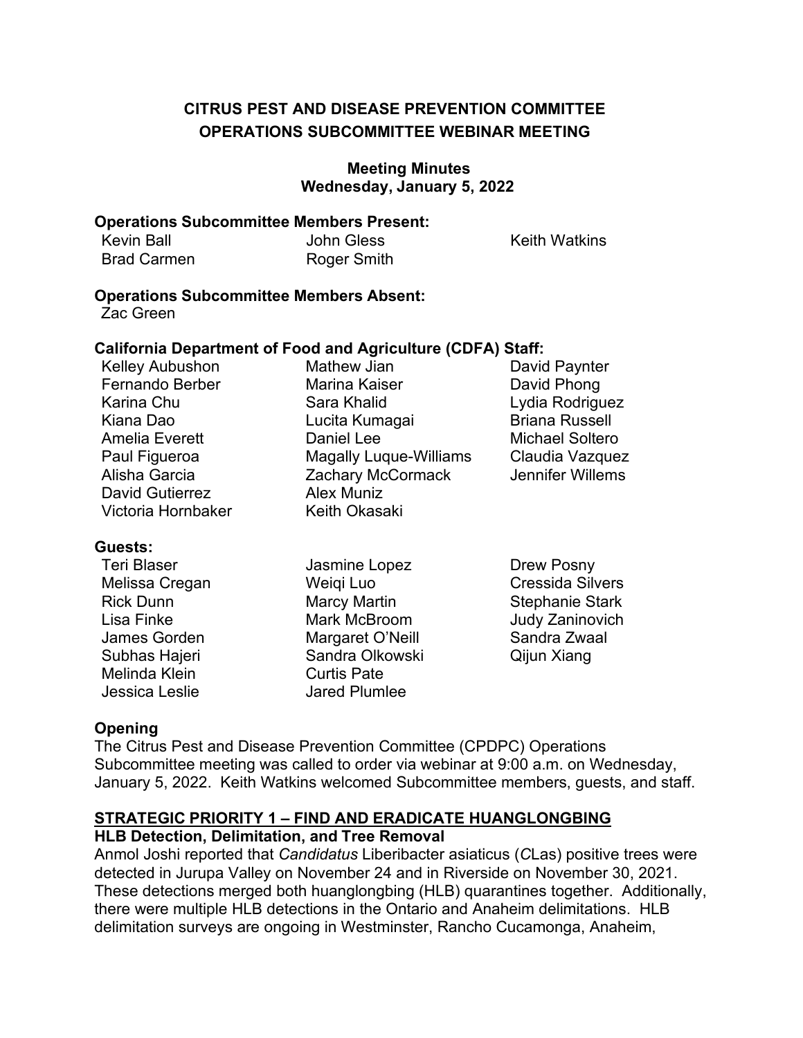# CITRUS PEST AND DISEASE PREVENTION COMMITTEE
# OPERATIONS SUBCOMMITTEE WEBINAR MEETING

**Meeting Minutes**
**Wednesday, January 5, 2022**

**Operations Subcommittee Members Present:**

Kevin Ball
Brad Carmen
John Gless
Roger Smith
Keith Watkins

**Operations Subcommittee Members Absent:**

Zac Green

**California Department of Food and Agriculture (CDFA) Staff:**

Kelley Aubushon
Fernando Berber
Karina Chu
Kiana Dao
Amelia Everett
Paul Figueroa
Alisha Garcia
David Gutierrez
Victoria Hornbaker
Mathew Jian
Marina Kaiser
Sara Khalid
Lucita Kumagai
Daniel Lee
Magally Luque-Williams
Zachary McCormack
Alex Muniz
Keith Okasaki
David Paynter
David Phong
Lydia Rodriguez
Briana Russell
Michael Soltero
Claudia Vazquez
Jennifer Willems

**Guests:**

Teri Blaser
Melissa Cregan
Rick Dunn
Lisa Finke
James Gorden
Subhas Hajeri
Melinda Klein
Jessica Leslie
Jasmine Lopez
Weiqi Luo
Marcy Martin
Mark McBroom
Margaret O'Neill
Sandra Olkowski
Curtis Pate
Jared Plumlee
Drew Posny
Cressida Silvers
Stephanie Stark
Judy Zaninovich
Sandra Zwaal
Qijun Xiang

**Opening**

The Citrus Pest and Disease Prevention Committee (CPDPC) Operations Subcommittee meeting was called to order via webinar at 9:00 a.m. on Wednesday, January 5, 2022. Keith Watkins welcomed Subcommittee members, guests, and staff.

## STRATEGIC PRIORITY 1 – FIND AND ERADICATE HUANGLONGBING

**HLB Detection, Delimitation, and Tree Removal**

Anmol Joshi reported that *Candidatus* Liberibacter asiaticus (*C*Las) positive trees were detected in Jurupa Valley on November 24 and in Riverside on November 30, 2021. These detections merged both huanglongbing (HLB) quarantines together. Additionally, there were multiple HLB detections in the Ontario and Anaheim delimitations. HLB delimitation surveys are ongoing in Westminster, Rancho Cucamonga, Anaheim,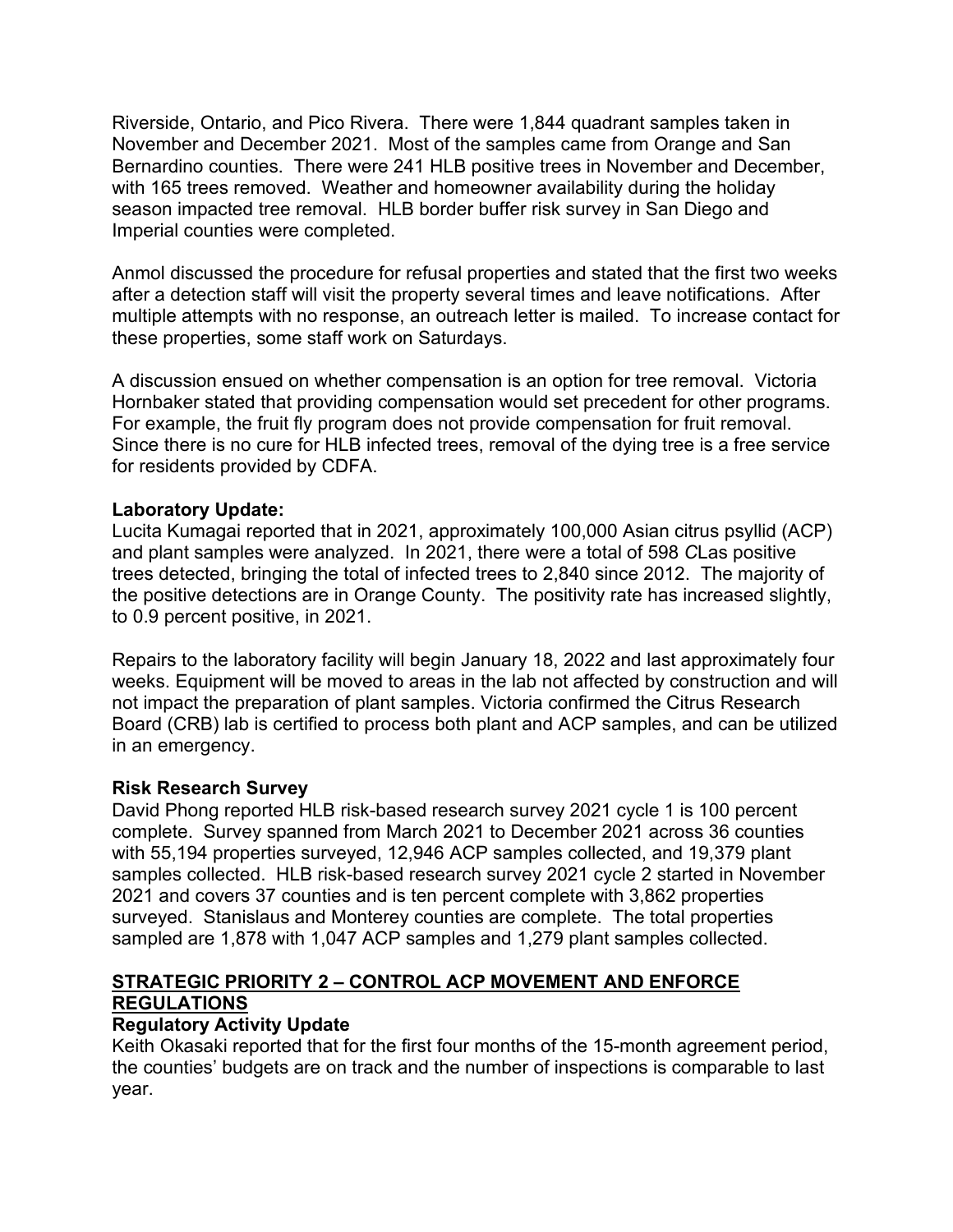Riverside, Ontario, and Pico Rivera. There were 1,844 quadrant samples taken in November and December 2021. Most of the samples came from Orange and San Bernardino counties. There were 241 HLB positive trees in November and December, with 165 trees removed. Weather and homeowner availability during the holiday season impacted tree removal. HLB border buffer risk survey in San Diego and Imperial counties were completed.

Anmol discussed the procedure for refusal properties and stated that the first two weeks after a detection staff will visit the property several times and leave notifications. After multiple attempts with no response, an outreach letter is mailed. To increase contact for these properties, some staff work on Saturdays.

A discussion ensued on whether compensation is an option for tree removal. Victoria Hornbaker stated that providing compensation would set precedent for other programs. For example, the fruit fly program does not provide compensation for fruit removal. Since there is no cure for HLB infected trees, removal of the dying tree is a free service for residents provided by CDFA.

**Laboratory Update:**
Lucita Kumagai reported that in 2021, approximately 100,000 Asian citrus psyllid (ACP) and plant samples were analyzed. In 2021, there were a total of 598 *C*Las positive trees detected, bringing the total of infected trees to 2,840 since 2012. The majority of the positive detections are in Orange County. The positivity rate has increased slightly, to 0.9 percent positive, in 2021.

Repairs to the laboratory facility will begin January 18, 2022 and last approximately four weeks. Equipment will be moved to areas in the lab not affected by construction and will not impact the preparation of plant samples. Victoria confirmed the Citrus Research Board (CRB) lab is certified to process both plant and ACP samples, and can be utilized in an emergency.

**Risk Research Survey**
David Phong reported HLB risk-based research survey 2021 cycle 1 is 100 percent complete. Survey spanned from March 2021 to December 2021 across 36 counties with 55,194 properties surveyed, 12,946 ACP samples collected, and 19,379 plant samples collected. HLB risk-based research survey 2021 cycle 2 started in November 2021 and covers 37 counties and is ten percent complete with 3,862 properties surveyed. Stanislaus and Monterey counties are complete. The total properties sampled are 1,878 with 1,047 ACP samples and 1,279 plant samples collected.

## STRATEGIC PRIORITY 2 – CONTROL ACP MOVEMENT AND ENFORCE REGULATIONS

**Regulatory Activity Update**
Keith Okasaki reported that for the first four months of the 15-month agreement period, the counties' budgets are on track and the number of inspections is comparable to last year.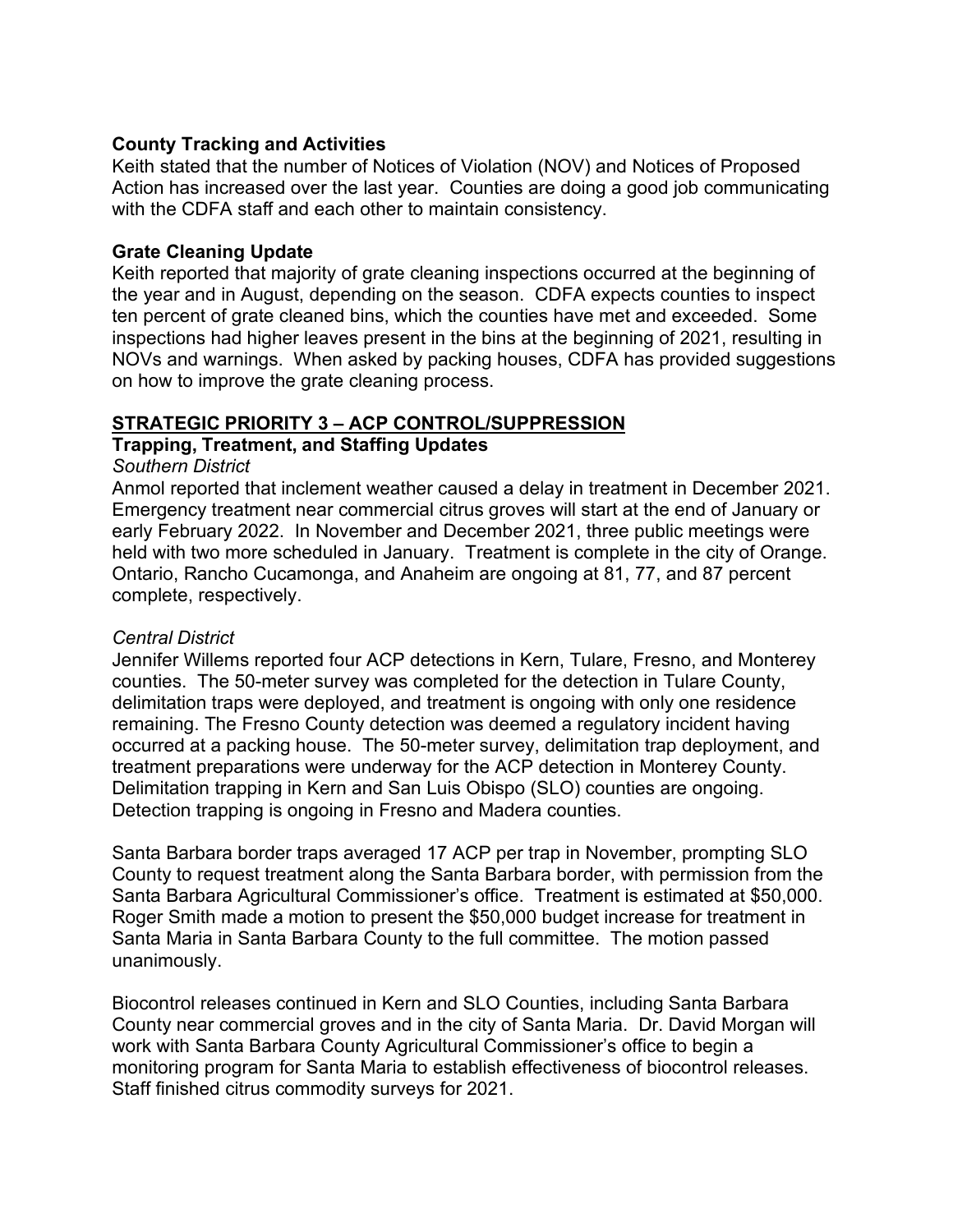**County Tracking and Activities**
Keith stated that the number of Notices of Violation (NOV) and Notices of Proposed Action has increased over the last year. Counties are doing a good job communicating with the CDFA staff and each other to maintain consistency.

**Grate Cleaning Update**
Keith reported that majority of grate cleaning inspections occurred at the beginning of the year and in August, depending on the season. CDFA expects counties to inspect ten percent of grate cleaned bins, which the counties have met and exceeded. Some inspections had higher leaves present in the bins at the beginning of 2021, resulting in NOVs and warnings. When asked by packing houses, CDFA has provided suggestions on how to improve the grate cleaning process.

## **STRATEGIC PRIORITY 3 – ACP CONTROL/SUPPRESSION**

**Trapping, Treatment, and Staffing Updates**

*Southern District*

Anmol reported that inclement weather caused a delay in treatment in December 2021. Emergency treatment near commercial citrus groves will start at the end of January or early February 2022. In November and December 2021, three public meetings were held with two more scheduled in January. Treatment is complete in the city of Orange. Ontario, Rancho Cucamonga, and Anaheim are ongoing at 81, 77, and 87 percent complete, respectively.

*Central District*

Jennifer Willems reported four ACP detections in Kern, Tulare, Fresno, and Monterey counties. The 50-meter survey was completed for the detection in Tulare County, delimitation traps were deployed, and treatment is ongoing with only one residence remaining. The Fresno County detection was deemed a regulatory incident having occurred at a packing house. The 50-meter survey, delimitation trap deployment, and treatment preparations were underway for the ACP detection in Monterey County. Delimitation trapping in Kern and San Luis Obispo (SLO) counties are ongoing. Detection trapping is ongoing in Fresno and Madera counties.

Santa Barbara border traps averaged 17 ACP per trap in November, prompting SLO County to request treatment along the Santa Barbara border, with permission from the Santa Barbara Agricultural Commissioner's office. Treatment is estimated at $50,000. Roger Smith made a motion to present the $50,000 budget increase for treatment in Santa Maria in Santa Barbara County to the full committee. The motion passed unanimously.

Biocontrol releases continued in Kern and SLO Counties, including Santa Barbara County near commercial groves and in the city of Santa Maria. Dr. David Morgan will work with Santa Barbara County Agricultural Commissioner's office to begin a monitoring program for Santa Maria to establish effectiveness of biocontrol releases. Staff finished citrus commodity surveys for 2021.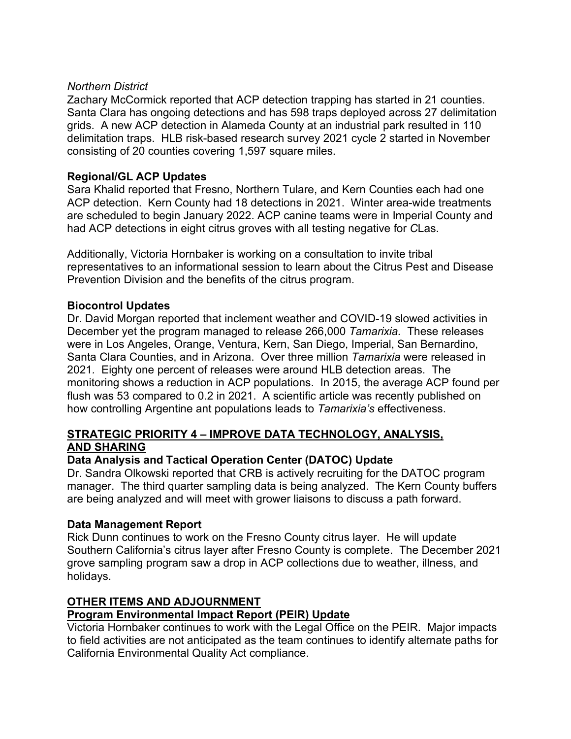*Northern District*

Zachary McCormick reported that ACP detection trapping has started in 21 counties. Santa Clara has ongoing detections and has 598 traps deployed across 27 delimitation grids. A new ACP detection in Alameda County at an industrial park resulted in 110 delimitation traps. HLB risk-based research survey 2021 cycle 2 started in November consisting of 20 counties covering 1,597 square miles.

**Regional/GL ACP Updates**

Sara Khalid reported that Fresno, Northern Tulare, and Kern Counties each had one ACP detection. Kern County had 18 detections in 2021. Winter area-wide treatments are scheduled to begin January 2022. ACP canine teams were in Imperial County and had ACP detections in eight citrus groves with all testing negative for *C*Las.

Additionally, Victoria Hornbaker is working on a consultation to invite tribal representatives to an informational session to learn about the Citrus Pest and Disease Prevention Division and the benefits of the citrus program.

**Biocontrol Updates**

Dr. David Morgan reported that inclement weather and COVID-19 slowed activities in December yet the program managed to release 266,000 *Tamarixia.* These releases were in Los Angeles, Orange, Ventura, Kern, San Diego, Imperial, San Bernardino, Santa Clara Counties, and in Arizona. Over three million *Tamarixia* were released in 2021. Eighty one percent of releases were around HLB detection areas. The monitoring shows a reduction in ACP populations. In 2015, the average ACP found per flush was 53 compared to 0.2 in 2021. A scientific article was recently published on how controlling Argentine ant populations leads to *Tamarixia's* effectiveness.

## STRATEGIC PRIORITY 4 – IMPROVE DATA TECHNOLOGY, ANALYSIS, AND SHARING

**Data Analysis and Tactical Operation Center (DATOC) Update**

Dr. Sandra Olkowski reported that CRB is actively recruiting for the DATOC program manager. The third quarter sampling data is being analyzed. The Kern County buffers are being analyzed and will meet with grower liaisons to discuss a path forward.

**Data Management Report**

Rick Dunn continues to work on the Fresno County citrus layer. He will update Southern California's citrus layer after Fresno County is complete. The December 2021 grove sampling program saw a drop in ACP collections due to weather, illness, and holidays.

## OTHER ITEMS AND ADJOURNMENT

**Program Environmental Impact Report (PEIR) Update**

Victoria Hornbaker continues to work with the Legal Office on the PEIR. Major impacts to field activities are not anticipated as the team continues to identify alternate paths for California Environmental Quality Act compliance.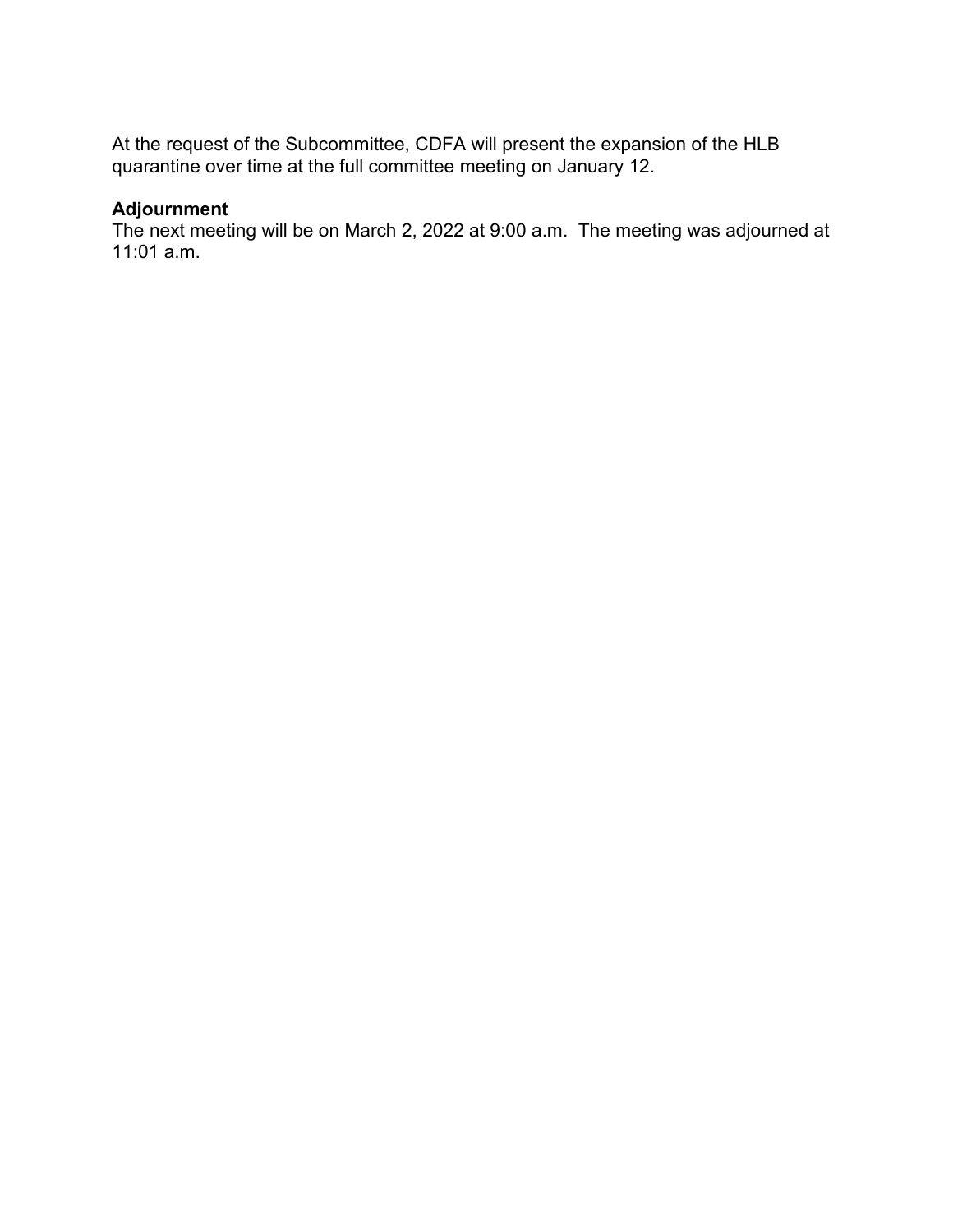At the request of the Subcommittee, CDFA will present the expansion of the HLB quarantine over time at the full committee meeting on January 12.

### Adjournment

The next meeting will be on March 2, 2022 at 9:00 a.m. The meeting was adjourned at 11:01 a.m.